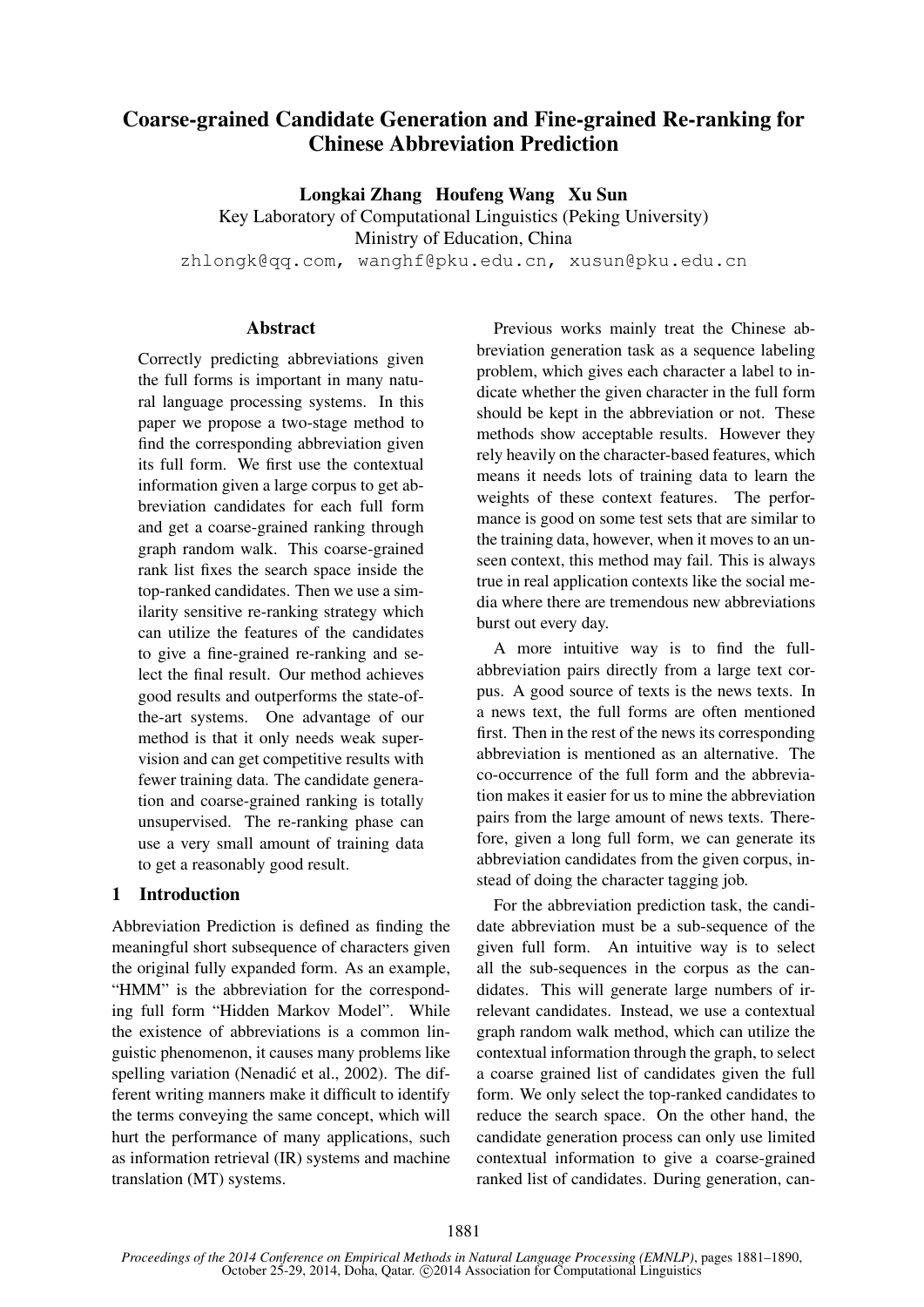# Coarse-grained Candidate Generation and Fine-grained Re-ranking for Chinese Abbreviation Prediction

**Longkai Zhang Houfeng Wang Xu Sun**

Key Laboratory of Computational Linguistics (Peking University)
Ministry of Education, China
zhlongk@qq.com, wanghf@pku.edu.cn, xusun@pku.edu.cn

## Abstract

Correctly predicting abbreviations given the full forms is important in many natural language processing systems. In this paper we propose a two-stage method to find the corresponding abbreviation given its full form. We first use the contextual information given a large corpus to get abbreviation candidates for each full form and get a coarse-grained ranking through graph random walk. This coarse-grained rank list fixes the search space inside the top-ranked candidates. Then we use a similarity sensitive re-ranking strategy which can utilize the features of the candidates to give a fine-grained re-ranking and select the final result. Our method achieves good results and outperforms the state-of-the-art systems. One advantage of our method is that it only needs weak supervision and can get competitive results with fewer training data. The candidate generation and coarse-grained ranking is totally unsupervised. The re-ranking phase can use a very small amount of training data to get a reasonably good result.

## 1 Introduction

Abbreviation Prediction is defined as finding the meaningful short subsequence of characters given the original fully expanded form. As an example, "HMM" is the abbreviation for the corresponding full form "Hidden Markov Model". While the existence of abbreviations is a common linguistic phenomenon, it causes many problems like spelling variation (Nenadić et al., 2002). The different writing manners make it difficult to identify the terms conveying the same concept, which will hurt the performance of many applications, such as information retrieval (IR) systems and machine translation (MT) systems.

Previous works mainly treat the Chinese abbreviation generation task as a sequence labeling problem, which gives each character a label to indicate whether the given character in the full form should be kept in the abbreviation or not. These methods show acceptable results. However they rely heavily on the character-based features, which means it needs lots of training data to learn the weights of these context features. The performance is good on some test sets that are similar to the training data, however, when it moves to an unseen context, this method may fail. This is always true in real application contexts like the social media where there are tremendous new abbreviations burst out every day.

A more intuitive way is to find the full-abbreviation pairs directly from a large text corpus. A good source of texts is the news texts. In a news text, the full forms are often mentioned first. Then in the rest of the news its corresponding abbreviation is mentioned as an alternative. The co-occurrence of the full form and the abbreviation makes it easier for us to mine the abbreviation pairs from the large amount of news texts. Therefore, given a long full form, we can generate its abbreviation candidates from the given corpus, instead of doing the character tagging job.

For the abbreviation prediction task, the candidate abbreviation must be a sub-sequence of the given full form. An intuitive way is to select all the sub-sequences in the corpus as the candidates. This will generate large numbers of irrelevant candidates. Instead, we use a contextual graph random walk method, which can utilize the contextual information through the graph, to select a coarse grained list of candidates given the full form. We only select the top-ranked candidates to reduce the search space. On the other hand, the candidate generation process can only use limited contextual information to give a coarse-grained ranked list of candidates. During generation, can-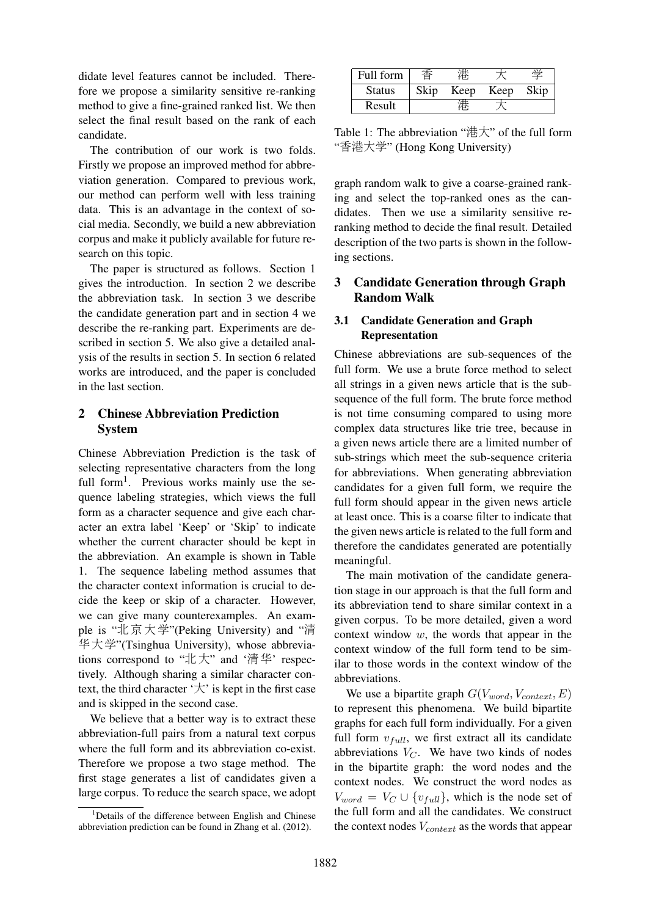didate level features cannot be included. Therefore we propose a similarity sensitive re-ranking method to give a fine-grained ranked list. We then select the final result based on the rank of each candidate.

The contribution of our work is two folds. Firstly we propose an improved method for abbreviation generation. Compared to previous work, our method can perform well with less training data. This is an advantage in the context of social media. Secondly, we build a new abbreviation corpus and make it publicly available for future research on this topic.

The paper is structured as follows. Section 1 gives the introduction. In section 2 we describe the abbreviation task. In section 3 we describe the candidate generation part and in section 4 we describe the re-ranking part. Experiments are described in section 5. We also give a detailed analysis of the results in section 5. In section 6 related works are introduced, and the paper is concluded in the last section.

## 2 Chinese Abbreviation Prediction System

Chinese Abbreviation Prediction is the task of selecting representative characters from the long full form[1]. Previous works mainly use the sequence labeling strategies, which views the full form as a character sequence and give each character an extra label 'Keep' or 'Skip' to indicate whether the current character should be kept in the abbreviation. An example is shown in Table 1. The sequence labeling method assumes that the character context information is crucial to decide the keep or skip of a character. However, we can give many counterexamples. An example is "北京大学"(Peking University) and "清华大学"(Tsinghua University), whose abbreviations correspond to "北大" and '清华' respectively. Although sharing a similar character context, the third character '大' is kept in the first case and is skipped in the second case.

We believe that a better way is to extract these abbreviation-full pairs from a natural text corpus where the full form and its abbreviation co-exist. Therefore we propose a two stage method. The first stage generates a list of candidates given a large corpus. To reduce the search space, we adopt graph random walk to give a coarse-grained ranking and select the top-ranked ones as the candidates. Then we use a similarity sensitive re-ranking method to decide the final result. Detailed description of the two parts is shown in the following sections.

[1]Details of the difference between English and Chinese abbreviation prediction can be found in Zhang et al. (2012).

| Full form | 香 | 港 | 大 | 学 |
|---|---|---|---|---|
| Status | Skip | Keep | Keep | Skip |
| Result | | 港 | 大 | |

Table 1: The abbreviation "港大" of the full form "香港大学" (Hong Kong University)

## 3 Candidate Generation through Graph Random Walk

### 3.1 Candidate Generation and Graph Representation

Chinese abbreviations are sub-sequences of the full form. We use a brute force method to select all strings in a given news article that is the subsequence of the full form. The brute force method is not time consuming compared to using more complex data structures like trie tree, because in a given news article there are a limited number of sub-strings which meet the sub-sequence criteria for abbreviations. When generating abbreviation candidates for a given full form, we require the full form should appear in the given news article at least once. This is a coarse filter to indicate that the given news article is related to the full form and therefore the candidates generated are potentially meaningful.

The main motivation of the candidate generation stage in our approach is that the full form and its abbreviation tend to share similar context in a given corpus. To be more detailed, given a word context window $w$, the words that appear in the context window of the full form tend to be similar to those words in the context window of the abbreviations.

We use a bipartite graph $G(V_{word}, V_{context}, E)$ to represent this phenomena. We build bipartite graphs for each full form individually. For a given full form $v_{full}$, we first extract all its candidate abbreviations $V_C$. We have two kinds of nodes in the bipartite graph: the word nodes and the context nodes. We construct the word nodes as $V_{word} = V_C \cup \{v_{full}\}$, which is the node set of the full form and all the candidates. We construct the context nodes $V_{context}$ as the words that appear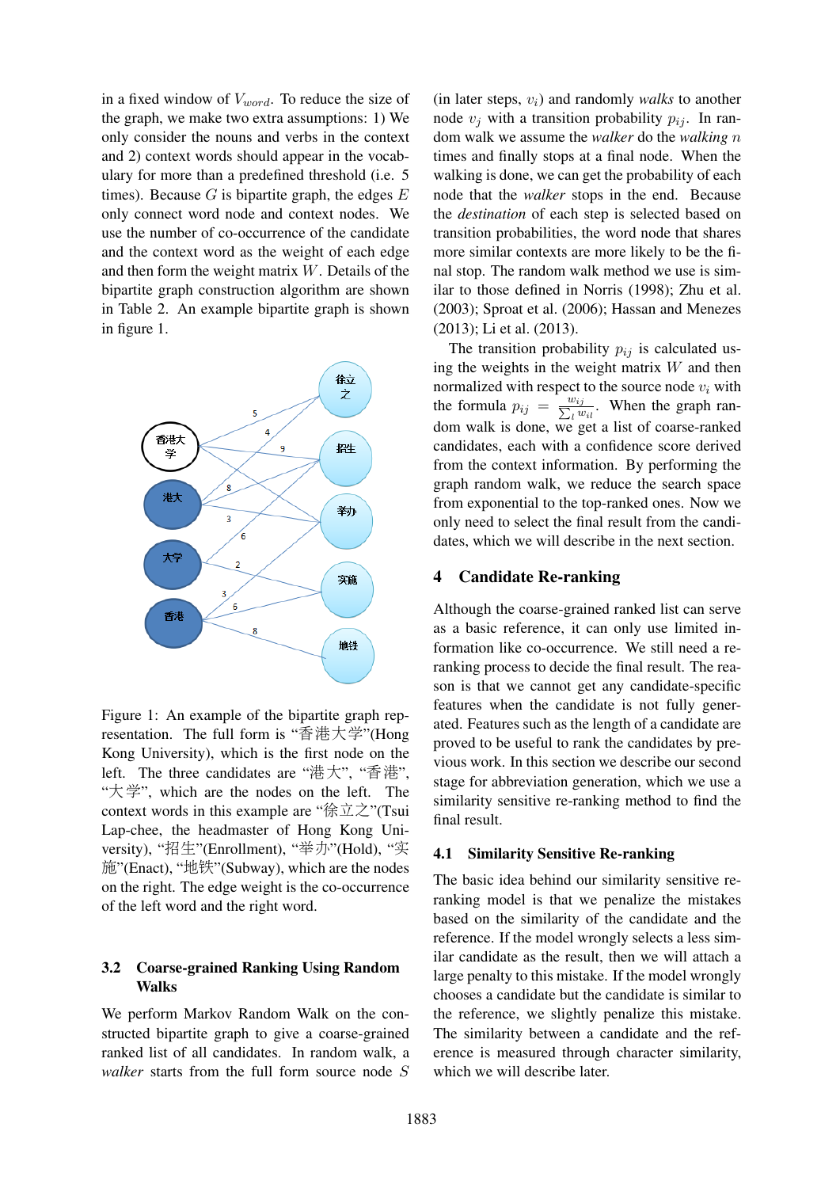in a fixed window of $V_{word}$. To reduce the size of the graph, we make two extra assumptions: 1) We only consider the nouns and verbs in the context and 2) context words should appear in the vocabulary for more than a predefined threshold (i.e. 5 times). Because $G$ is bipartite graph, the edges $E$ only connect word node and context nodes. We use the number of co-occurrence of the candidate and the context word as the weight of each edge and then form the weight matrix $W$. Details of the bipartite graph construction algorithm are shown in Table 2. An example bipartite graph is shown in figure 1.

Figure 1: An example of the bipartite graph representation. The full form is “香港大学”(Hong Kong University), which is the first node on the left. The three candidates are “港大”, “香港”, “大学”, which are the nodes on the left. The context words in this example are “徐立之”(Tsui Lap-chee, the headmaster of Hong Kong University), “招生”(Enrollment), “举办”(Hold), “实施”(Enact), “地铁”(Subway), which are the nodes on the right. The edge weight is the co-occurrence of the left word and the right word.

### 3.2 Coarse-grained Ranking Using Random Walks

We perform Markov Random Walk on the constructed bipartite graph to give a coarse-grained ranked list of all candidates. In random walk, a *walker* starts from the full form source node $S$ (in later steps, $v_i$) and randomly *walks* to another node $v_j$ with a transition probability $p_{ij}$. In random walk we assume the *walker* do the *walking* $n$ times and finally stops at a final node. When the walking is done, we can get the probability of each node that the *walker* stops in the end. Because the *destination* of each step is selected based on transition probabilities, the word node that shares more similar contexts are more likely to be the final stop. The random walk method we use is similar to those defined in Norris (1998); Zhu et al. (2003); Sproat et al. (2006); Hassan and Menezes (2013); Li et al. (2013).

The transition probability $p_{ij}$ is calculated using the weights in the weight matrix $W$ and then normalized with respect to the source node $v_i$ with the formula $p_{ij} = \frac{w_{ij}}{\sum_l w_{il}}$. When the graph random walk is done, we get a list of coarse-ranked candidates, each with a confidence score derived from the context information. By performing the graph random walk, we reduce the search space from exponential to the top-ranked ones. Now we only need to select the final result from the candidates, which we will describe in the next section.

## 4 Candidate Re-ranking

Although the coarse-grained ranked list can serve as a basic reference, it can only use limited information like co-occurrence. We still need a re-ranking process to decide the final result. The reason is that we cannot get any candidate-specific features when the candidate is not fully generated. Features such as the length of a candidate are proved to be useful to rank the candidates by previous work. In this section we describe our second stage for abbreviation generation, which we use a similarity sensitive re-ranking method to find the final result.

### 4.1 Similarity Sensitive Re-ranking

The basic idea behind our similarity sensitive re-ranking model is that we penalize the mistakes based on the similarity of the candidate and the reference. If the model wrongly selects a less similar candidate as the result, then we will attach a large penalty to this mistake. If the model wrongly chooses a candidate but the candidate is similar to the reference, we slightly penalize this mistake. The similarity between a candidate and the reference is measured through character similarity, which we will describe later.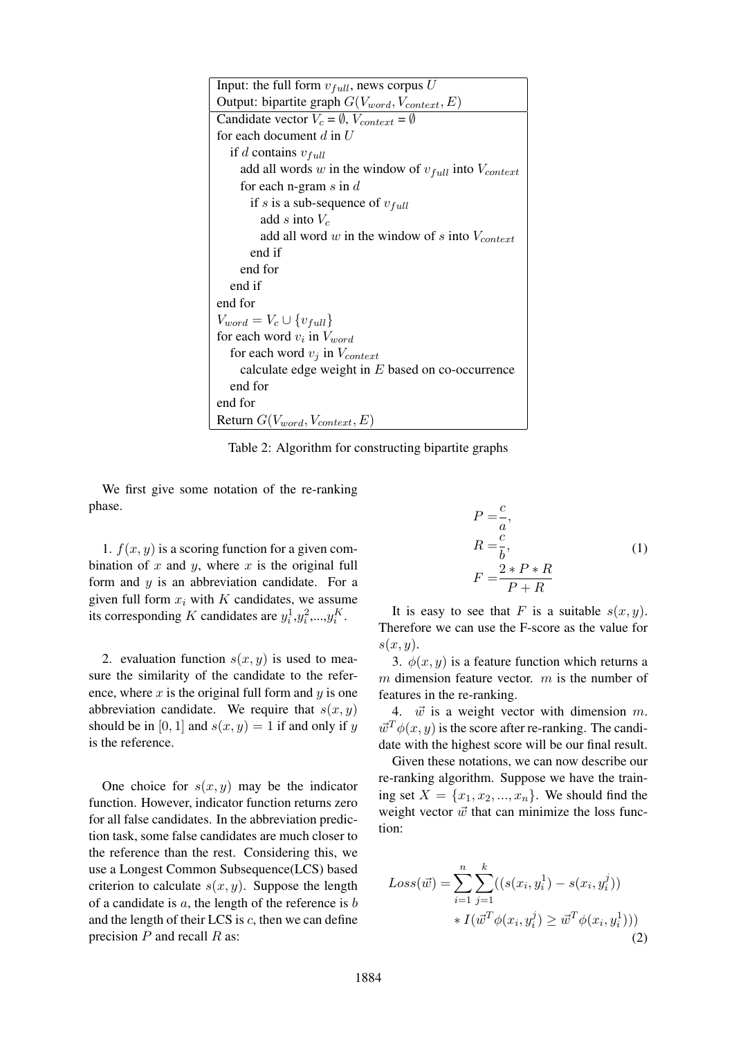| Input: the full form $v_{full}$, news corpus $U$ |
|---|
| Output: bipartite graph $G(V_{word}, V_{context}, E)$ |
| Candidate vector $V_c = \emptyset$, $V_{context} = \emptyset$ |
| for each document $d$ in $U$ |
| &nbsp;&nbsp;if $d$ contains $v_{full}$ |
| &nbsp;&nbsp;&nbsp;&nbsp;add all words $w$ in the window of $v_{full}$ into $V_{context}$ |
| &nbsp;&nbsp;&nbsp;&nbsp;for each n-gram $s$ in $d$ |
| &nbsp;&nbsp;&nbsp;&nbsp;&nbsp;&nbsp;if $s$ is a sub-sequence of $v_{full}$ |
| &nbsp;&nbsp;&nbsp;&nbsp;&nbsp;&nbsp;&nbsp;&nbsp;add $s$ into $V_c$ |
| &nbsp;&nbsp;&nbsp;&nbsp;&nbsp;&nbsp;&nbsp;&nbsp;add all word $w$ in the window of $s$ into $V_{context}$ |
| &nbsp;&nbsp;&nbsp;&nbsp;&nbsp;&nbsp;end if |
| &nbsp;&nbsp;&nbsp;&nbsp;end for |
| &nbsp;&nbsp;end if |
| end for |
| $V_{word} = V_c \cup \{v_{full}\}$ |
| for each word $v_i$ in $V_{word}$ |
| &nbsp;&nbsp;for each word $v_j$ in $V_{context}$ |
| &nbsp;&nbsp;&nbsp;&nbsp;calculate edge weight in $E$ based on co-occurrence |
| &nbsp;&nbsp;end for |
| end for |
| Return $G(V_{word}, V_{context}, E)$ |

Table 2: Algorithm for constructing bipartite graphs

We first give some notation of the re-ranking phase.

1. $f(x, y)$ is a scoring function for a given combination of $x$ and $y$, where $x$ is the original full form and $y$ is an abbreviation candidate. For a given full form $x_i$ with $K$ candidates, we assume its corresponding $K$ candidates are $y_i^1$,$y_i^2$,...,$y_i^K$.

2. evaluation function $s(x, y)$ is used to measure the similarity of the candidate to the reference, where $x$ is the original full form and $y$ is one abbreviation candidate. We require that $s(x, y)$ should be in $[0, 1]$ and $s(x, y) = 1$ if and only if $y$ is the reference.

One choice for $s(x, y)$ may be the indicator function. However, indicator function returns zero for all false candidates. In the abbreviation prediction task, some false candidates are much closer to the reference than the rest. Considering this, we use a Longest Common Subsequence(LCS) based criterion to calculate $s(x, y)$. Suppose the length of a candidate is $a$, the length of the reference is $b$ and the length of their LCS is $c$, then we can define precision $P$ and recall $R$ as:

$$
\begin{aligned}
P &= \frac{c}{a}, \\
R &= \frac{c}{b}, \\
F &= \frac{2 * P * R}{P + R}
\end{aligned}
\tag{1}
$$

It is easy to see that $F$ is a suitable $s(x, y)$. Therefore we can use the F-score as the value for $s(x, y)$.

3. $\phi(x, y)$ is a feature function which returns a $m$ dimension feature vector. $m$ is the number of features in the re-ranking.

4. $\vec{w}$ is a weight vector with dimension $m$. $\vec{w}^T \phi(x, y)$ is the score after re-ranking. The candidate with the highest score will be our final result.

Given these notations, we can now describe our re-ranking algorithm. Suppose we have the training set $X = \{x_1, x_2, ..., x_n\}$. We should find the weight vector $\vec{w}$ that can minimize the loss function:

$$
\begin{aligned}
Loss(\vec{w}) = \sum_{i=1}^{n} \sum_{j=1}^{k} ((s(x_i, y_i^1) - s(x_i, y_i^j)) \\
* I(\vec{w}^T \phi(x_i, y_i^j) \geq \vec{w}^T \phi(x_i, y_i^1)))
\end{aligned}
\tag{2}
$$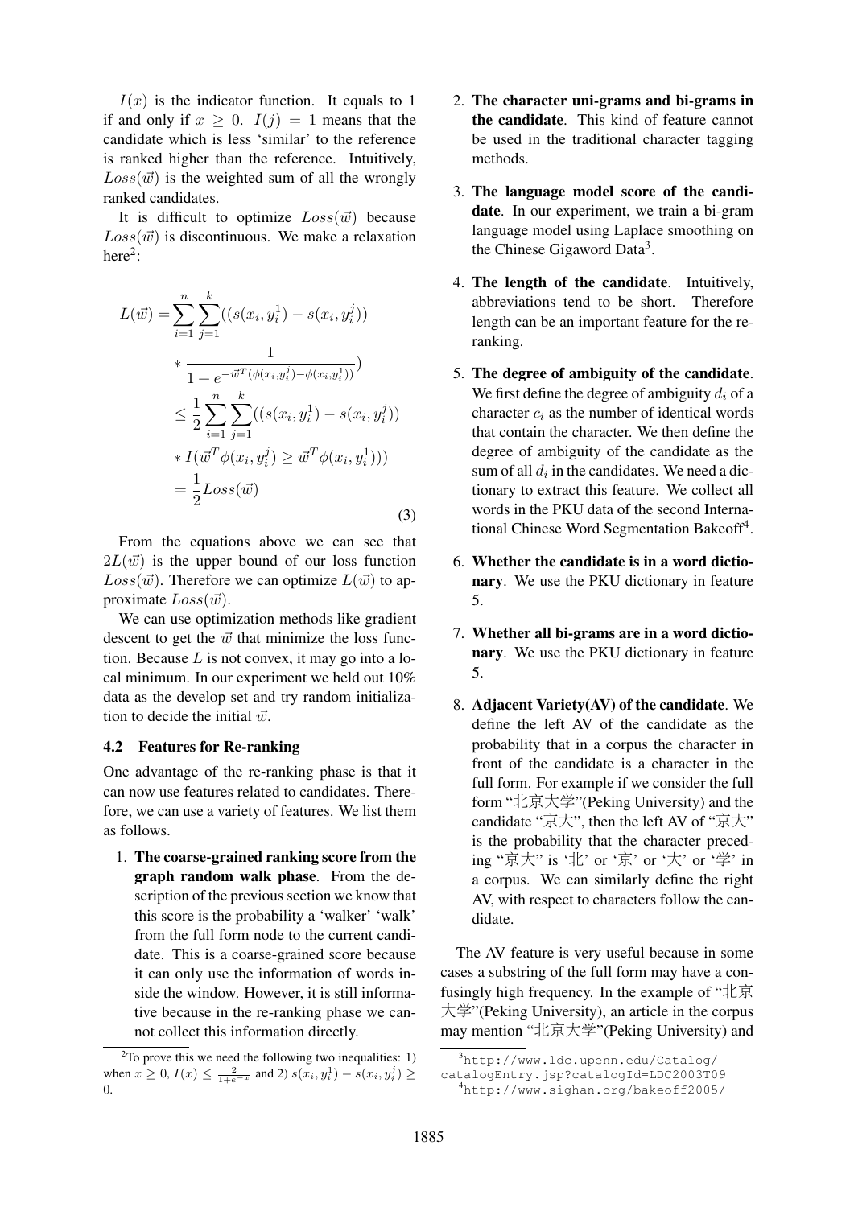$I(x)$ is the indicator function. It equals to 1 if and only if $x \geq 0$. $I(j) = 1$ means that the candidate which is less 'similar' to the reference is ranked higher than the reference. Intuitively, $Loss(\vec{w})$ is the weighted sum of all the wrongly ranked candidates.

It is difficult to optimize $Loss(\vec{w})$ because $Loss(\vec{w})$ is discontinuous. We make a relaxation here[2]:

$$
\begin{aligned}
L(\vec{w}) = & \sum_{i=1}^{n}\sum_{j=1}^{k}((s(x_i, y_i^1) - s(x_i, y_i^j)) \\
& * \frac{1}{1 + e^{-\vec{w}^T(\phi(x_i,y_i^j) - \phi(x_i,y_i^1))}}) \\
\leq & \frac{1}{2}\sum_{i=1}^{n}\sum_{j=1}^{k}((s(x_i, y_i^1) - s(x_i, y_i^j)) \\
& * I(\vec{w}^T\phi(x_i, y_i^j) \geq \vec{w}^T\phi(x_i, y_i^1))) \\
= & \frac{1}{2}Loss(\vec{w})
\end{aligned} \tag{3}
$$

From the equations above we can see that $2L(\vec{w})$ is the upper bound of our loss function $Loss(\vec{w})$. Therefore we can optimize $L(\vec{w})$ to approximate $Loss(\vec{w})$.

We can use optimization methods like gradient descent to get the $\vec{w}$ that minimize the loss function. Because $L$ is not convex, it may go into a local minimum. In our experiment we held out 10% data as the develop set and try random initialization to decide the initial $\vec{w}$.

### 4.2 Features for Re-ranking

One advantage of the re-ranking phase is that it can now use features related to candidates. Therefore, we can use a variety of features. We list them as follows.

1. **The coarse-grained ranking score from the graph random walk phase**. From the description of the previous section we know that this score is the probability a 'walker' 'walk' from the full form node to the current candidate. This is a coarse-grained score because it can only use the information of words inside the window. However, it is still informative because in the re-ranking phase we cannot collect this information directly.

2. **The character uni-grams and bi-grams in the candidate**. This kind of feature cannot be used in the traditional character tagging methods.

3. **The language model score of the candidate**. In our experiment, we train a bi-gram language model using Laplace smoothing on the Chinese Gigaword Data[3].

4. **The length of the candidate**. Intuitively, abbreviations tend to be short. Therefore length can be an important feature for the re-ranking.

5. **The degree of ambiguity of the candidate**. We first define the degree of ambiguity $d_i$ of a character $c_i$ as the number of identical words that contain the character. We then define the degree of ambiguity of the candidate as the sum of all $d_i$ in the candidates. We need a dictionary to extract this feature. We collect all words in the PKU data of the second International Chinese Word Segmentation Bakeoff[4].

6. **Whether the candidate is in a word dictionary**. We use the PKU dictionary in feature 5.

7. **Whether all bi-grams are in a word dictionary**. We use the PKU dictionary in feature 5.

8. **Adjacent Variety(AV) of the candidate**. We define the left AV of the candidate as the probability that in a corpus the character in front of the candidate is a character in the full form. For example if we consider the full form "北京大学"(Peking University) and the candidate "京大", then the left AV of "京大" is the probability that the character preceding "京大" is '北' or '京' or '大' or '学' in a corpus. We can similarly define the right AV, with respect to characters follow the candidate.

The AV feature is very useful because in some cases a substring of the full form may have a confusingly high frequency. In the example of "北京大学"(Peking University), an article in the corpus may mention "北京大学"(Peking University) and

[2] To prove this we need the following two inequalities: 1) when $x \geq 0$, $I(x) \leq \frac{2}{1+e^{-x}}$ and 2) $s(x_i, y_i^1) - s(x_i, y_i^j) \geq 0$.

[3] http://www.ldc.upenn.edu/Catalog/catalogEntry.jsp?catalogId=LDC2003T09

[4] http://www.sighan.org/bakeoff2005/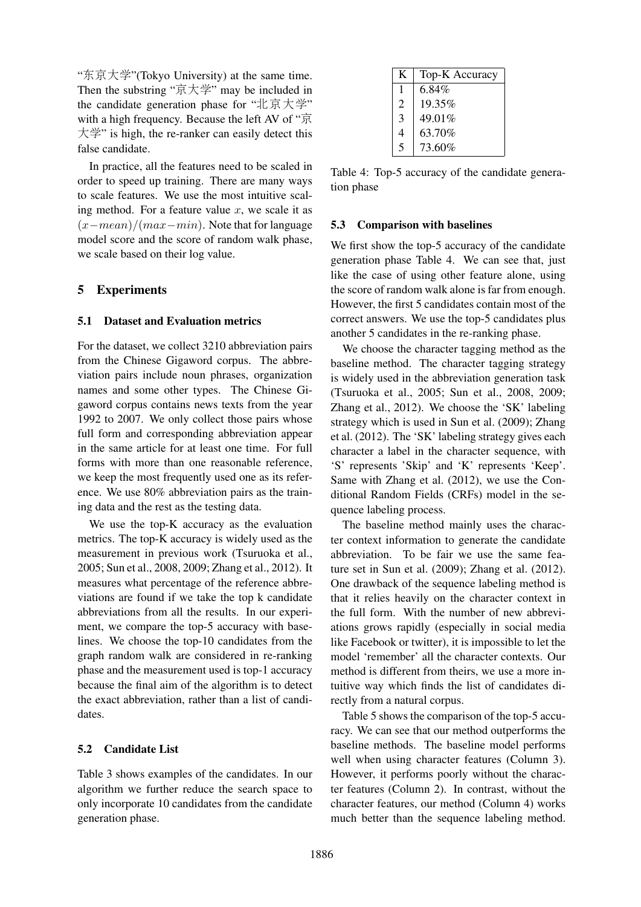"东京大学"(Tokyo University) at the same time. Then the substring "京大学" may be included in the candidate generation phase for "北京大学" with a high frequency. Because the left AV of "京大学" is high, the re-ranker can easily detect this false candidate.

In practice, all the features need to be scaled in order to speed up training. There are many ways to scale features. We use the most intuitive scaling method. For a feature value $x$, we scale it as $(x - mean)/(max - min)$. Note that for language model score and the score of random walk phase, we scale based on their log value.

## 5 Experiments

### 5.1 Dataset and Evaluation metrics

For the dataset, we collect 3210 abbreviation pairs from the Chinese Gigaword corpus. The abbreviation pairs include noun phrases, organization names and some other types. The Chinese Gigaword corpus contains news texts from the year 1992 to 2007. We only collect those pairs whose full form and corresponding abbreviation appear in the same article for at least one time. For full forms with more than one reasonable reference, we keep the most frequently used one as its reference. We use 80% abbreviation pairs as the training data and the rest as the testing data.

We use the top-K accuracy as the evaluation metrics. The top-K accuracy is widely used as the measurement in previous work (Tsuruoka et al., 2005; Sun et al., 2008, 2009; Zhang et al., 2012). It measures what percentage of the reference abbreviations are found if we take the top k candidate abbreviations from all the results. In our experiment, we compare the top-5 accuracy with baselines. We choose the top-10 candidates from the graph random walk are considered in re-ranking phase and the measurement used is top-1 accuracy because the final aim of the algorithm is to detect the exact abbreviation, rather than a list of candidates.

### 5.2 Candidate List

Table 3 shows examples of the candidates. In our algorithm we further reduce the search space to only incorporate 10 candidates from the candidate generation phase.

| K | Top-K Accuracy |
|---|---|
| 1 | 6.84% |
| 2 | 19.35% |
| 3 | 49.01% |
| 4 | 63.70% |
| 5 | 73.60% |

Table 4: Top-5 accuracy of the candidate generation phase

### 5.3 Comparison with baselines

We first show the top-5 accuracy of the candidate generation phase Table 4. We can see that, just like the case of using other feature alone, using the score of random walk alone is far from enough. However, the first 5 candidates contain most of the correct answers. We use the top-5 candidates plus another 5 candidates in the re-ranking phase.

We choose the character tagging method as the baseline method. The character tagging strategy is widely used in the abbreviation generation task (Tsuruoka et al., 2005; Sun et al., 2008, 2009; Zhang et al., 2012). We choose the 'SK' labeling strategy which is used in Sun et al. (2009); Zhang et al. (2012). The 'SK' labeling strategy gives each character a label in the character sequence, with 'S' represents 'Skip' and 'K' represents 'Keep'. Same with Zhang et al. (2012), we use the Conditional Random Fields (CRFs) model in the sequence labeling process.

The baseline method mainly uses the character context information to generate the candidate abbreviation. To be fair we use the same feature set in Sun et al. (2009); Zhang et al. (2012). One drawback of the sequence labeling method is that it relies heavily on the character context in the full form. With the number of new abbreviations grows rapidly (especially in social media like Facebook or twitter), it is impossible to let the model 'remember' all the character contexts. Our method is different from theirs, we use a more intuitive way which finds the list of candidates directly from a natural corpus.

Table 5 shows the comparison of the top-5 accuracy. We can see that our method outperforms the baseline methods. The baseline model performs well when using character features (Column 3). However, it performs poorly without the character features (Column 2). In contrast, without the character features, our method (Column 4) works much better than the sequence labeling method.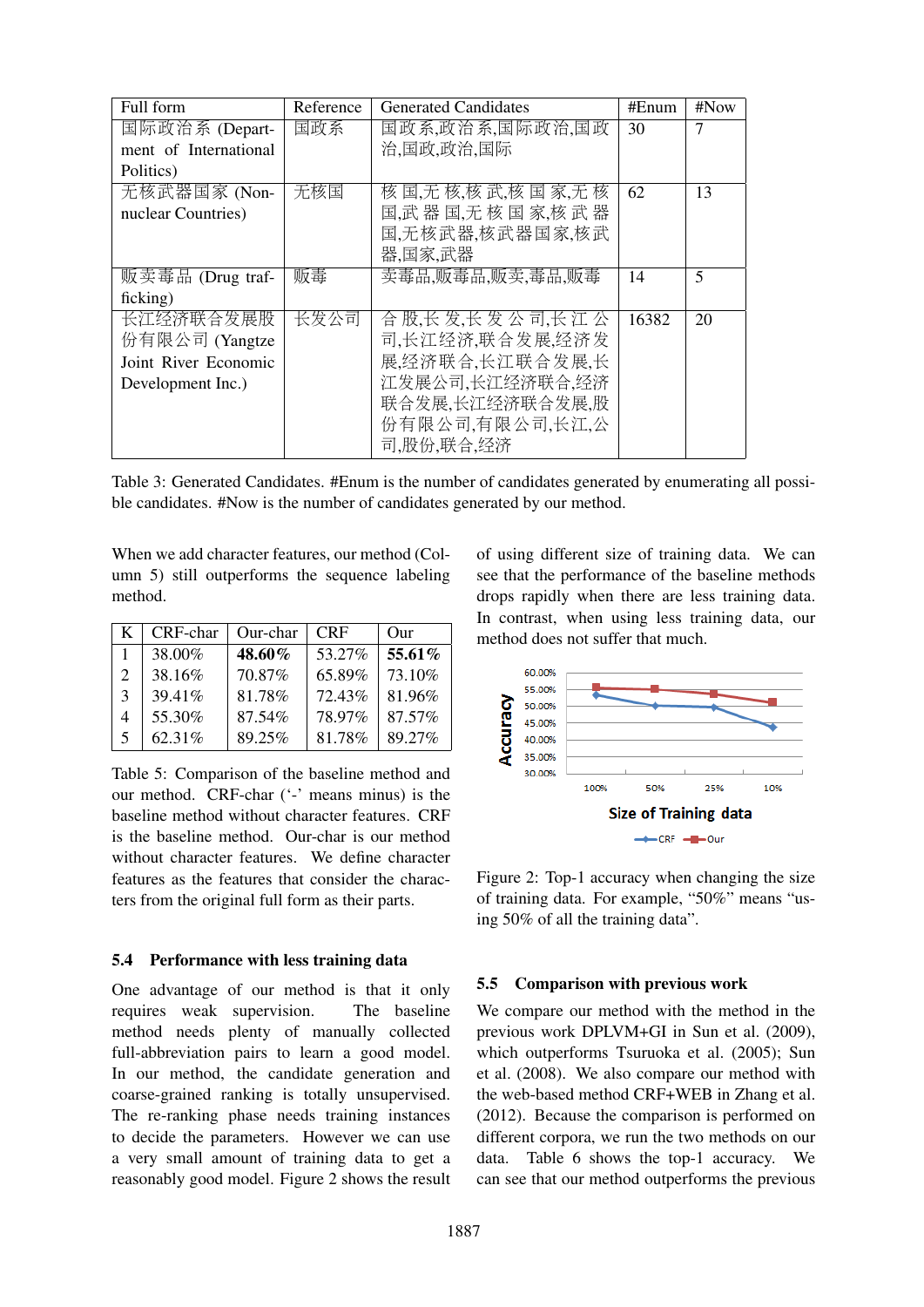| Full form | Reference | Generated Candidates | #Enum | #Now |
|---|---|---|---|---|
| 国际政治系 (Department of International Politics) | 国政系 | 国政系,政治系,国际政治,国政治,国政,政治,国际 | 30 | 7 |
| 无核武器国家 (Non-nuclear Countries) | 无核国 | 核国,无核,核武,核国家,无核国,武器国,无核国家,核武器国,无核武器,核武器国家,核武器,国家,武器 | 62 | 13 |
| 贩卖毒品 (Drug trafficking) | 贩毒 | 卖毒品,贩毒品,贩卖,毒品,贩毒 | 14 | 5 |
| 长江经济联合发展股份有限公司 (Yangtze Joint River Economic Development Inc.) | 长发公司 | 合股,长发,长发公司,长江公司,长江经济,联合发展,经济发展,经济联合,长江联合发展,长江发展公司,长江经济联合,经济联合发展,长江经济联合发展,股份有限公司,有限公司,长江,公司,股份,联合,经济 | 16382 | 20 |

Table 3: Generated Candidates. #Enum is the number of candidates generated by enumerating all possible candidates. #Now is the number of candidates generated by our method.

When we add character features, our method (Column 5) still outperforms the sequence labeling method.

| K | CRF-char | Our-char | CRF | Our |
|---|---|---|---|---|
| 1 | 38.00% | **48.60%** | 53.27% | **55.61%** |
| 2 | 38.16% | 70.87% | 65.89% | 73.10% |
| 3 | 39.41% | 81.78% | 72.43% | 81.96% |
| 4 | 55.30% | 87.54% | 78.97% | 87.57% |
| 5 | 62.31% | 89.25% | 81.78% | 89.27% |

Table 5: Comparison of the baseline method and our method. CRF-char ('-' means minus) is the baseline method without character features. CRF is the baseline method. Our-char is our method without character features. We define character features as the features that consider the characters from the original full form as their parts.

### 5.4 Performance with less training data

One advantage of our method is that it only requires weak supervision. The baseline method needs plenty of manually collected full-abbreviation pairs to learn a good model. In our method, the candidate generation and coarse-grained ranking is totally unsupervised. The re-ranking phase needs training instances to decide the parameters. However we can use a very small amount of training data to get a reasonably good model. Figure 2 shows the result of using different size of training data. We can see that the performance of the baseline methods drops rapidly when there are less training data. In contrast, when using less training data, our method does not suffer that much.

Figure 2: Top-1 accuracy when changing the size of training data. For example, "50%" means "using 50% of all the training data".

### 5.5 Comparison with previous work

We compare our method with the method in the previous work DPLVM+GI in Sun et al. (2009), which outperforms Tsuruoka et al. (2005); Sun et al. (2008). We also compare our method with the web-based method CRF+WEB in Zhang et al. (2012). Because the comparison is performed on different corpora, we run the two methods on our data. Table 6 shows the top-1 accuracy. We can see that our method outperforms the previous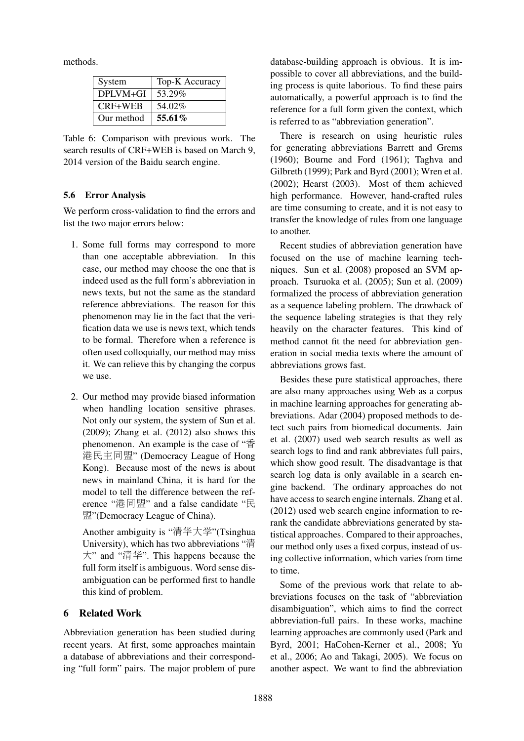methods.

| System | Top-K Accuracy |
| --- | --- |
| DPLVM+GI | 53.29% |
| CRF+WEB | 54.02% |
| Our method | **55.61%** |

Table 6: Comparison with previous work. The search results of CRF+WEB is based on March 9, 2014 version of the Baidu search engine.

### 5.6 Error Analysis

We perform cross-validation to find the errors and list the two major errors below:

1. Some full forms may correspond to more than one acceptable abbreviation. In this case, our method may choose the one that is indeed used as the full form's abbreviation in news texts, but not the same as the standard reference abbreviations. The reason for this phenomenon may lie in the fact that the verification data we use is news text, which tends to be formal. Therefore when a reference is often used colloquially, our method may miss it. We can relieve this by changing the corpus we use.

2. Our method may provide biased information when handling location sensitive phrases. Not only our system, the system of Sun et al. (2009); Zhang et al. (2012) also shows this phenomenon. An example is the case of "香港民主同盟" (Democracy League of Hong Kong). Because most of the news is about news in mainland China, it is hard for the model to tell the difference between the reference "港同盟" and a false candidate "民盟"(Democracy League of China).

   Another ambiguity is "清华大学"(Tsinghua University), which has two abbreviations "清大" and "清华". This happens because the full form itself is ambiguous. Word sense disambiguation can be performed first to handle this kind of problem.

## 6 Related Work

Abbreviation generation has been studied during recent years. At first, some approaches maintain a database of abbreviations and their corresponding "full form" pairs. The major problem of pure database-building approach is obvious. It is impossible to cover all abbreviations, and the building process is quite laborious. To find these pairs automatically, a powerful approach is to find the reference for a full form given the context, which is referred to as "abbreviation generation".

There is research on using heuristic rules for generating abbreviations Barrett and Grems (1960); Bourne and Ford (1961); Taghva and Gilbreth (1999); Park and Byrd (2001); Wren et al. (2002); Hearst (2003). Most of them achieved high performance. However, hand-crafted rules are time consuming to create, and it is not easy to transfer the knowledge of rules from one language to another.

Recent studies of abbreviation generation have focused on the use of machine learning techniques. Sun et al. (2008) proposed an SVM approach. Tsuruoka et al. (2005); Sun et al. (2009) formalized the process of abbreviation generation as a sequence labeling problem. The drawback of the sequence labeling strategies is that they rely heavily on the character features. This kind of method cannot fit the need for abbreviation generation in social media texts where the amount of abbreviations grows fast.

Besides these pure statistical approaches, there are also many approaches using Web as a corpus in machine learning approaches for generating abbreviations. Adar (2004) proposed methods to detect such pairs from biomedical documents. Jain et al. (2007) used web search results as well as search logs to find and rank abbreviates full pairs, which show good result. The disadvantage is that search log data is only available in a search engine backend. The ordinary approaches do not have access to search engine internals. Zhang et al. (2012) used web search engine information to re-rank the candidate abbreviations generated by statistical approaches. Compared to their approaches, our method only uses a fixed corpus, instead of using collective information, which varies from time to time.

Some of the previous work that relate to abbreviations focuses on the task of "abbreviation disambiguation", which aims to find the correct abbreviation-full pairs. In these works, machine learning approaches are commonly used (Park and Byrd, 2001; HaCohen-Kerner et al., 2008; Yu et al., 2006; Ao and Takagi, 2005). We focus on another aspect. We want to find the abbreviation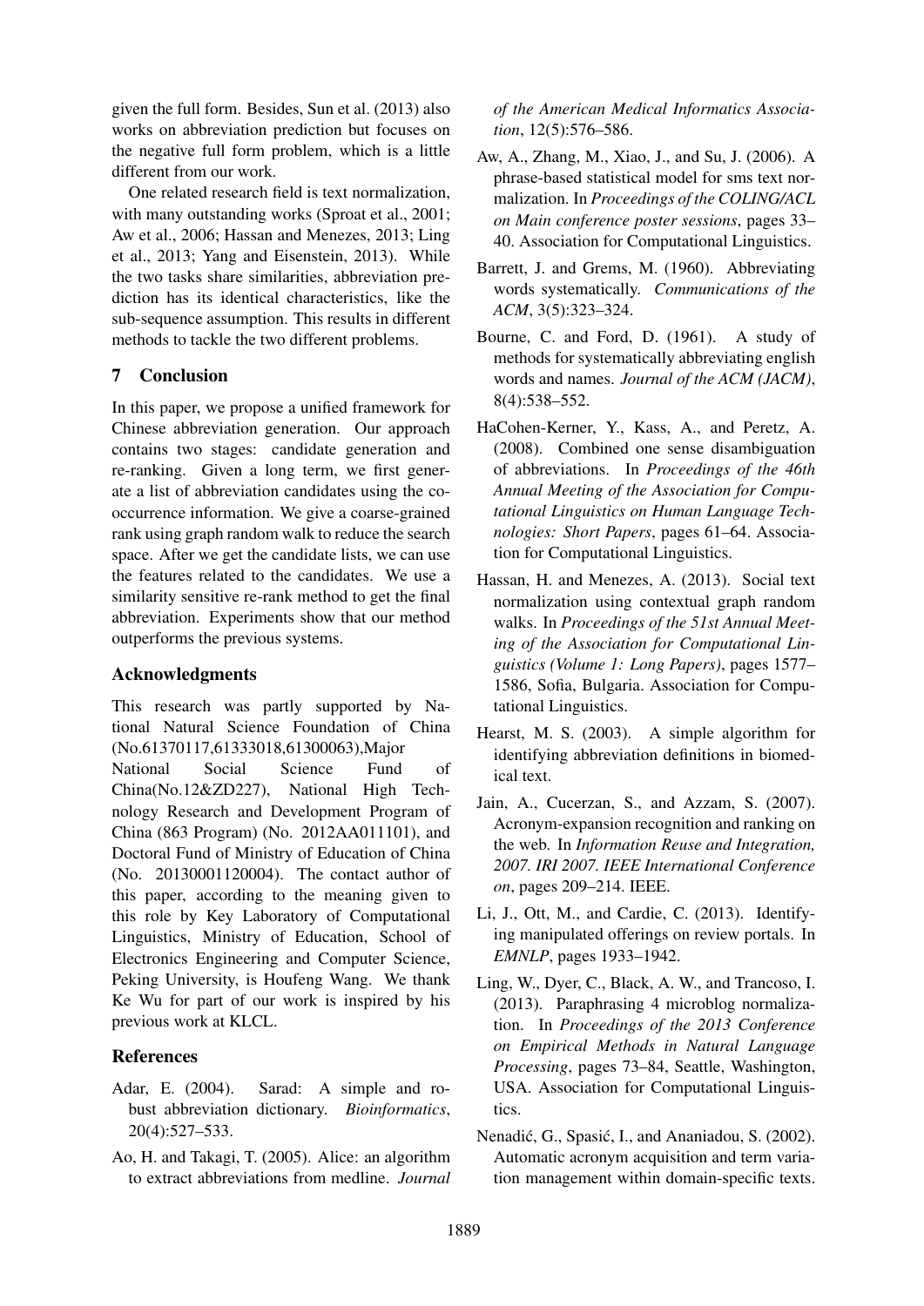given the full form. Besides, Sun et al. (2013) also works on abbreviation prediction but focuses on the negative full form problem, which is a little different from our work.

One related research field is text normalization, with many outstanding works (Sproat et al., 2001; Aw et al., 2006; Hassan and Menezes, 2013; Ling et al., 2013; Yang and Eisenstein, 2013). While the two tasks share similarities, abbreviation prediction has its identical characteristics, like the sub-sequence assumption. This results in different methods to tackle the two different problems.

## 7 Conclusion

In this paper, we propose a unified framework for Chinese abbreviation generation. Our approach contains two stages: candidate generation and re-ranking. Given a long term, we first generate a list of abbreviation candidates using the co-occurrence information. We give a coarse-grained rank using graph random walk to reduce the search space. After we get the candidate lists, we can use the features related to the candidates. We use a similarity sensitive re-rank method to get the final abbreviation. Experiments show that our method outperforms the previous systems.

## Acknowledgments

This research was partly supported by National Natural Science Foundation of China (No.61370117,61333018,61300063),Major National Social Science Fund of China(No.12&ZD227), National High Technology Research and Development Program of China (863 Program) (No. 2012AA011101), and Doctoral Fund of Ministry of Education of China (No. 20130001120004). The contact author of this paper, according to the meaning given to this role by Key Laboratory of Computational Linguistics, Ministry of Education, School of Electronics Engineering and Computer Science, Peking University, is Houfeng Wang. We thank Ke Wu for part of our work is inspired by his previous work at KLCL.

## References

Adar, E. (2004). Sarad: A simple and robust abbreviation dictionary. *Bioinformatics*, 20(4):527–533.

Ao, H. and Takagi, T. (2005). Alice: an algorithm to extract abbreviations from medline. *Journal of the American Medical Informatics Association*, 12(5):576–586.

Aw, A., Zhang, M., Xiao, J., and Su, J. (2006). A phrase-based statistical model for sms text normalization. In *Proceedings of the COLING/ACL on Main conference poster sessions*, pages 33–40. Association for Computational Linguistics.

Barrett, J. and Grems, M. (1960). Abbreviating words systematically. *Communications of the ACM*, 3(5):323–324.

Bourne, C. and Ford, D. (1961). A study of methods for systematically abbreviating english words and names. *Journal of the ACM (JACM)*, 8(4):538–552.

HaCohen-Kerner, Y., Kass, A., and Peretz, A. (2008). Combined one sense disambiguation of abbreviations. In *Proceedings of the 46th Annual Meeting of the Association for Computational Linguistics on Human Language Technologies: Short Papers*, pages 61–64. Association for Computational Linguistics.

Hassan, H. and Menezes, A. (2013). Social text normalization using contextual graph random walks. In *Proceedings of the 51st Annual Meeting of the Association for Computational Linguistics (Volume 1: Long Papers)*, pages 1577–1586, Sofia, Bulgaria. Association for Computational Linguistics.

Hearst, M. S. (2003). A simple algorithm for identifying abbreviation definitions in biomedical text.

Jain, A., Cucerzan, S., and Azzam, S. (2007). Acronym-expansion recognition and ranking on the web. In *Information Reuse and Integration, 2007. IRI 2007. IEEE International Conference on*, pages 209–214. IEEE.

Li, J., Ott, M., and Cardie, C. (2013). Identifying manipulated offerings on review portals. In *EMNLP*, pages 1933–1942.

Ling, W., Dyer, C., Black, A. W., and Trancoso, I. (2013). Paraphrasing 4 microblog normalization. In *Proceedings of the 2013 Conference on Empirical Methods in Natural Language Processing*, pages 73–84, Seattle, Washington, USA. Association for Computational Linguistics.

Nenadić, G., Spasić, I., and Ananiadou, S. (2002). Automatic acronym acquisition and term variation management within domain-specific texts.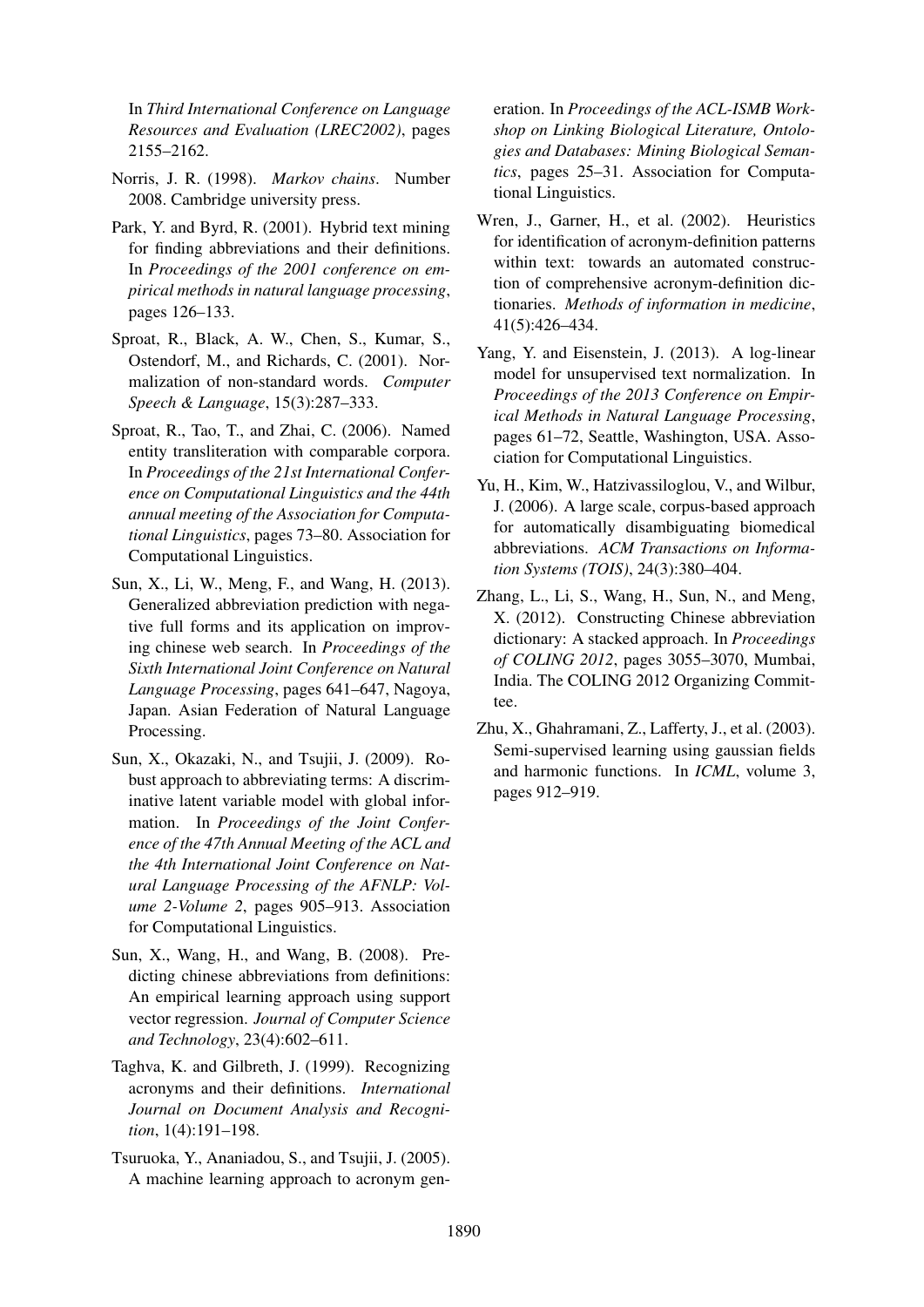In *Third International Conference on Language Resources and Evaluation (LREC2002)*, pages 2155–2162.

Norris, J. R. (1998). *Markov chains*. Number 2008. Cambridge university press.

Park, Y. and Byrd, R. (2001). Hybrid text mining for finding abbreviations and their definitions. In *Proceedings of the 2001 conference on empirical methods in natural language processing*, pages 126–133.

Sproat, R., Black, A. W., Chen, S., Kumar, S., Ostendorf, M., and Richards, C. (2001). Normalization of non-standard words. *Computer Speech & Language*, 15(3):287–333.

Sproat, R., Tao, T., and Zhai, C. (2006). Named entity transliteration with comparable corpora. In *Proceedings of the 21st International Conference on Computational Linguistics and the 44th annual meeting of the Association for Computational Linguistics*, pages 73–80. Association for Computational Linguistics.

Sun, X., Li, W., Meng, F., and Wang, H. (2013). Generalized abbreviation prediction with negative full forms and its application on improving chinese web search. In *Proceedings of the Sixth International Joint Conference on Natural Language Processing*, pages 641–647, Nagoya, Japan. Asian Federation of Natural Language Processing.

Sun, X., Okazaki, N., and Tsujii, J. (2009). Robust approach to abbreviating terms: A discriminative latent variable model with global information. In *Proceedings of the Joint Conference of the 47th Annual Meeting of the ACL and the 4th International Joint Conference on Natural Language Processing of the AFNLP: Volume 2-Volume 2*, pages 905–913. Association for Computational Linguistics.

Sun, X., Wang, H., and Wang, B. (2008). Predicting chinese abbreviations from definitions: An empirical learning approach using support vector regression. *Journal of Computer Science and Technology*, 23(4):602–611.

Taghva, K. and Gilbreth, J. (1999). Recognizing acronyms and their definitions. *International Journal on Document Analysis and Recognition*, 1(4):191–198.

Tsuruoka, Y., Ananiadou, S., and Tsujii, J. (2005). A machine learning approach to acronym generation. In *Proceedings of the ACL-ISMB Workshop on Linking Biological Literature, Ontologies and Databases: Mining Biological Semantics*, pages 25–31. Association for Computational Linguistics.

Wren, J., Garner, H., et al. (2002). Heuristics for identification of acronym-definition patterns within text: towards an automated construction of comprehensive acronym-definition dictionaries. *Methods of information in medicine*, 41(5):426–434.

Yang, Y. and Eisenstein, J. (2013). A log-linear model for unsupervised text normalization. In *Proceedings of the 2013 Conference on Empirical Methods in Natural Language Processing*, pages 61–72, Seattle, Washington, USA. Association for Computational Linguistics.

Yu, H., Kim, W., Hatzivassiloglou, V., and Wilbur, J. (2006). A large scale, corpus-based approach for automatically disambiguating biomedical abbreviations. *ACM Transactions on Information Systems (TOIS)*, 24(3):380–404.

Zhang, L., Li, S., Wang, H., Sun, N., and Meng, X. (2012). Constructing Chinese abbreviation dictionary: A stacked approach. In *Proceedings of COLING 2012*, pages 3055–3070, Mumbai, India. The COLING 2012 Organizing Committee.

Zhu, X., Ghahramani, Z., Lafferty, J., et al. (2003). Semi-supervised learning using gaussian fields and harmonic functions. In *ICML*, volume 3, pages 912–919.